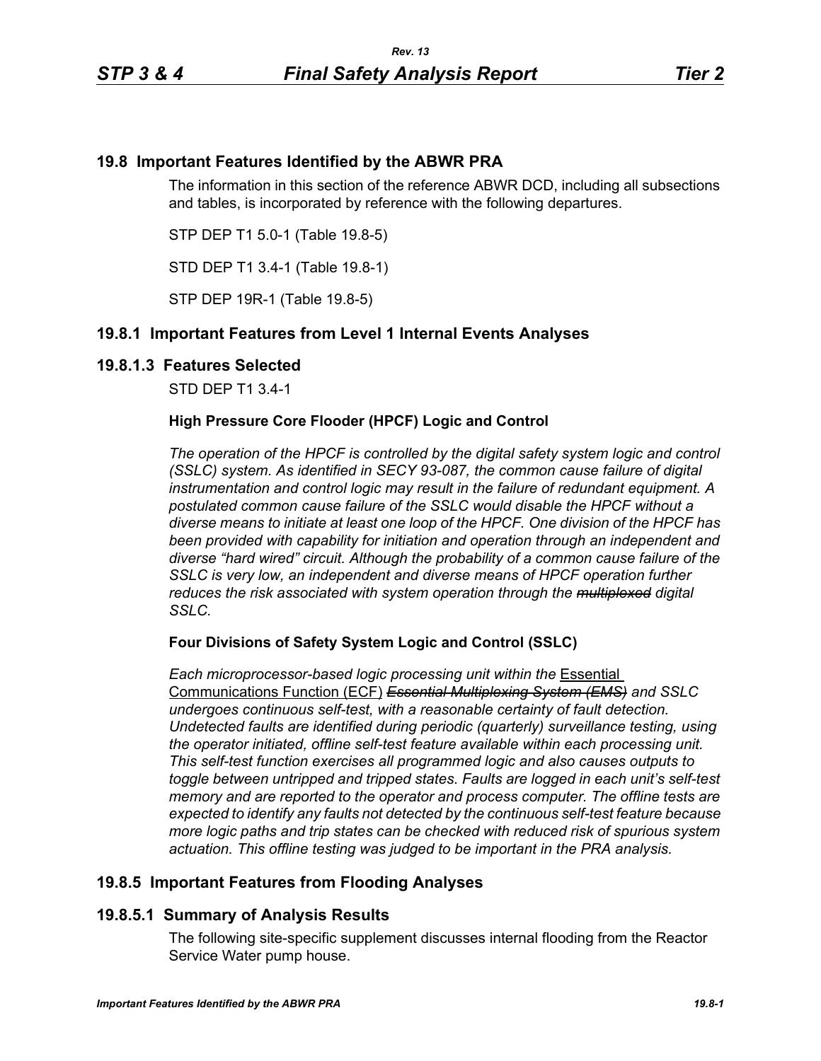## 19.8 Important Features Identified by the ABWR PRA

The information in this section of the reference ABWR DCD, including all subsections and tables, is incorporated by reference with the following departures.

STP DEP T1 5.0-1 (Table 19.8-5)

STD DEP T1 3.4-1 (Table 19.8-1)

STP DEP 19R-1 (Table 19.8-5)

## 19.8.1 Important Features from Level 1 Internal Events Analyses

### 19.8.1.3 Features Selected

STD DEP T1 3.4-1

**High Pressure Core Flooder (HPCF) Logic and Control**

*The operation of the HPCF is controlled by the digital safety system logic and control (SSLC) system. As identified in SECY 93-087, the common cause failure of digital instrumentation and control logic may result in the failure of redundant equipment. A postulated common cause failure of the SSLC would disable the HPCF without a diverse means to initiate at least one loop of the HPCF. One division of the HPCF has been provided with capability for initiation and operation through an independent and diverse "hard wired" circuit. Although the probability of a common cause failure of the SSLC is very low, an independent and diverse means of HPCF operation further reduces the risk associated with system operation through the ~~multiplexed~~ digital SSLC.*

**Four Divisions of Safety System Logic and Control (SSLC)**

*Each microprocessor-based logic processing unit within the* <u>Essential Communications Function (ECF)</u> ~~*Essential Multiplexing System (EMS)*~~ *and SSLC undergoes continuous self-test, with a reasonable certainty of fault detection. Undetected faults are identified during periodic (quarterly) surveillance testing, using the operator initiated, offline self-test feature available within each processing unit. This self-test function exercises all programmed logic and also causes outputs to toggle between untripped and tripped states. Faults are logged in each unit's self-test memory and are reported to the operator and process computer. The offline tests are expected to identify any faults not detected by the continuous self-test feature because more logic paths and trip states can be checked with reduced risk of spurious system actuation. This offline testing was judged to be important in the PRA analysis.*

## 19.8.5 Important Features from Flooding Analyses

### 19.8.5.1 Summary of Analysis Results

The following site-specific supplement discusses internal flooding from the Reactor Service Water pump house.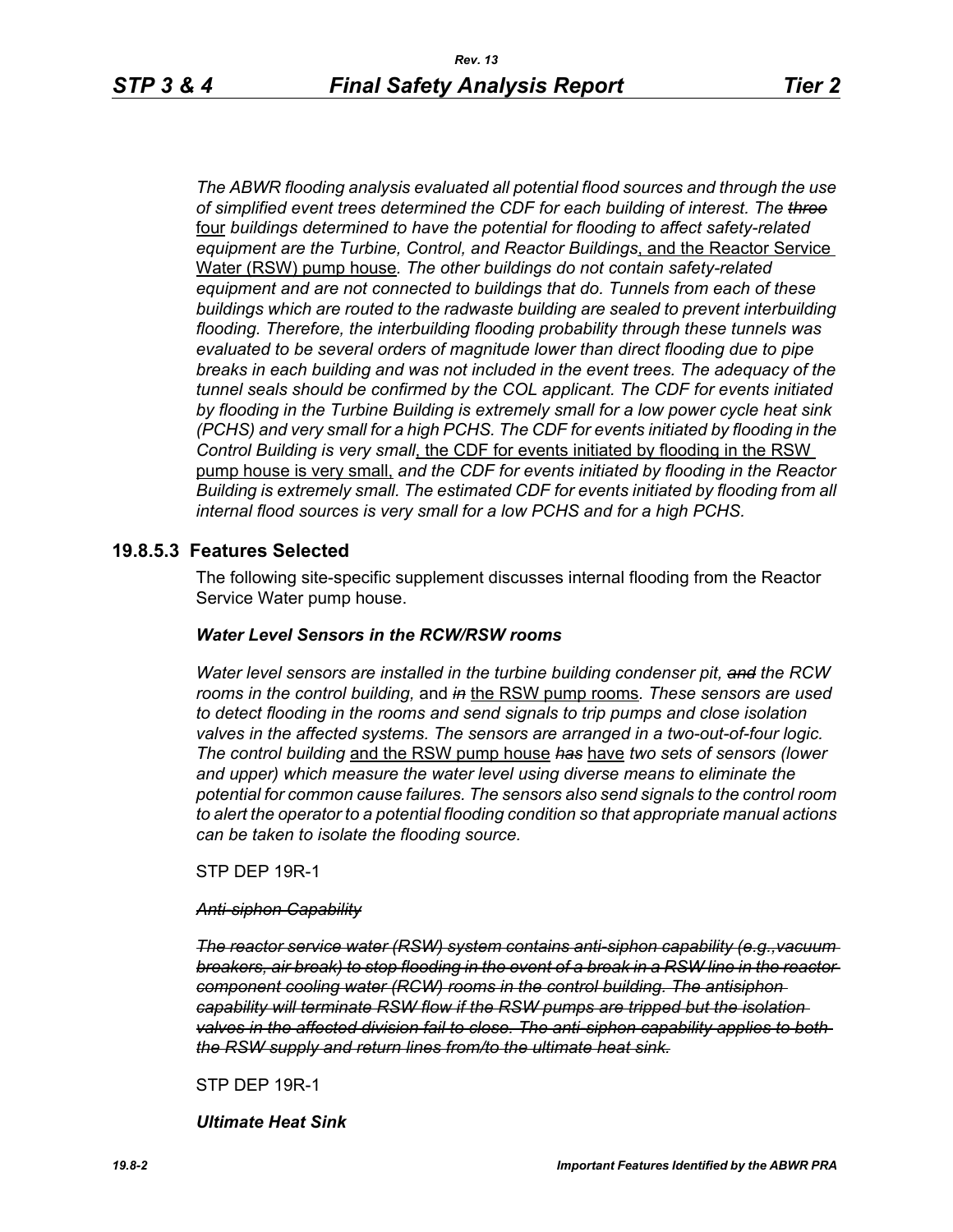*The ABWR flooding analysis evaluated all potential flood sources and through the use of simplified event trees determined the CDF for each building of interest. The ~~three~~* four *buildings determined to have the potential for flooding to affect safety-related equipment are the Turbine, Control, and Reactor Buildings*, and the Reactor Service Water (RSW) pump house*. The other buildings do not contain safety-related equipment and are not connected to buildings that do. Tunnels from each of these buildings which are routed to the radwaste building are sealed to prevent interbuilding flooding. Therefore, the interbuilding flooding probability through these tunnels was evaluated to be several orders of magnitude lower than direct flooding due to pipe breaks in each building and was not included in the event trees. The adequacy of the tunnel seals should be confirmed by the COL applicant. The CDF for events initiated by flooding in the Turbine Building is extremely small for a low power cycle heat sink (PCHS) and very small for a high PCHS. The CDF for events initiated by flooding in the Control Building is very small*, the CDF for events initiated by flooding in the RSW pump house is very small, *and the CDF for events initiated by flooding in the Reactor Building is extremely small. The estimated CDF for events initiated by flooding from all internal flood sources is very small for a low PCHS and for a high PCHS.*

## 19.8.5.3 Features Selected

The following site-specific supplement discusses internal flooding from the Reactor Service Water pump house.

***Water Level Sensors in the RCW/RSW rooms***

*Water level sensors are installed in the turbine building condenser pit, ~~and~~ the RCW rooms in the control building,* and ~~*in*~~ the RSW pump rooms*. These sensors are used to detect flooding in the rooms and send signals to trip pumps and close isolation valves in the affected systems. The sensors are arranged in a two-out-of-four logic. The control building* and the RSW pump house ~~*has*~~ have *two sets of sensors (lower and upper) which measure the water level using diverse means to eliminate the potential for common cause failures. The sensors also send signals to the control room to alert the operator to a potential flooding condition so that appropriate manual actions can be taken to isolate the flooding source.*

STP DEP 19R-1

~~*Anti-siphon Capability*~~

~~*The reactor service water (RSW) system contains anti-siphon capability (e.g.,vacuum breakers, air break) to stop flooding in the event of a break in a RSW line in the reactor component cooling water (RCW) rooms in the control building. The antisiphon capability will terminate RSW flow if the RSW pumps are tripped but the isolation valves in the affected division fail to close. The anti-siphon capability applies to both the RSW supply and return lines from/to the ultimate heat sink.*~~

STP DEP 19R-1

***Ultimate Heat Sink***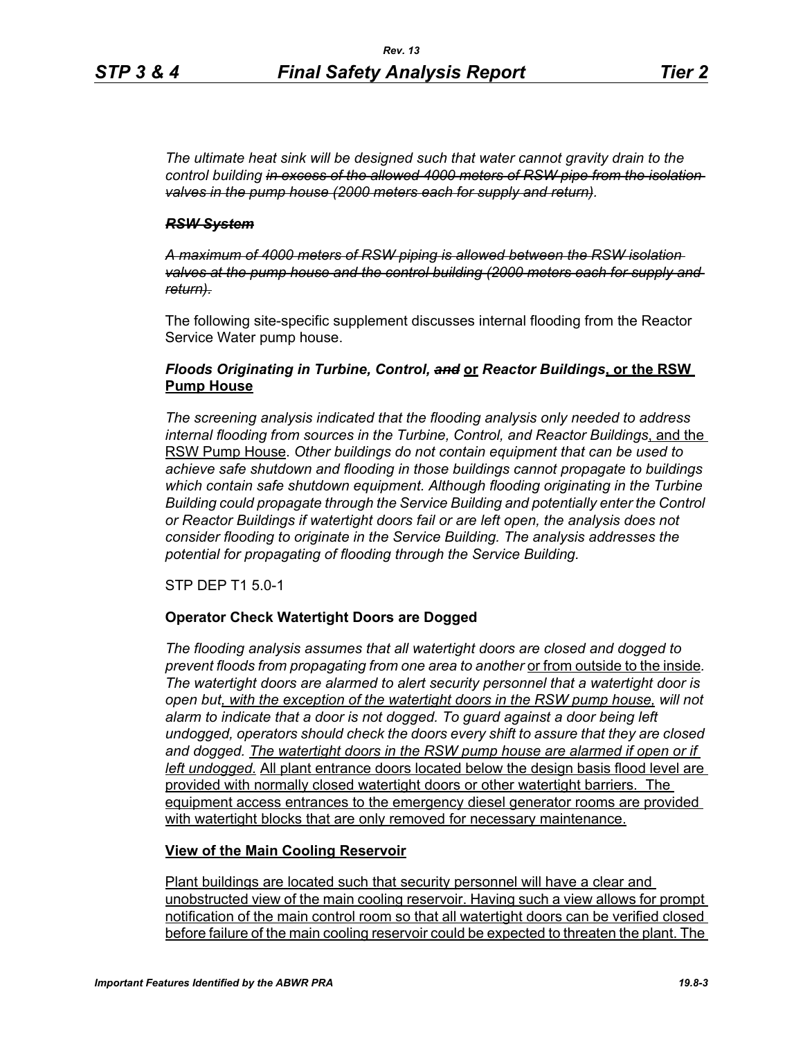*The ultimate heat sink will be designed such that water cannot gravity drain to the control building ~~in excess of the allowed 4000 meters of RSW pipe from the isolation valves in the pump house (2000 meters each for supply and return)~~.*

***~~RSW System~~***

*~~A maximum of 4000 meters of RSW piping is allowed between the RSW isolation valves at the pump house and the control building (2000 meters each for supply and return).~~*

The following site-specific supplement discusses internal flooding from the Reactor Service Water pump house.

### *Floods Originating in Turbine, Control, ~~and~~* **<u>or</u>** *Reactor Buildings***<u>, or the RSW Pump House</u>**

*The screening analysis indicated that the flooding analysis only needed to address internal flooding from sources in the Turbine, Control, and Reactor Buildings*<u>, and the RSW Pump House</u>*. Other buildings do not contain equipment that can be used to achieve safe shutdown and flooding in those buildings cannot propagate to buildings which contain safe shutdown equipment. Although flooding originating in the Turbine Building could propagate through the Service Building and potentially enter the Control or Reactor Buildings if watertight doors fail or are left open, the analysis does not consider flooding to originate in the Service Building. The analysis addresses the potential for propagating of flooding through the Service Building.*

STP DEP T1 5.0-1

**Operator Check Watertight Doors are Dogged**

*The flooding analysis assumes that all watertight doors are closed and dogged to prevent floods from propagating from one area to another* <u>or from outside to the inside</u>*. The watertight doors are alarmed to alert security personnel that a watertight door is open but<u>, with the exception of the watertight doors in the RSW pump house,</u> will not alarm to indicate that a door is not dogged. To guard against a door being left undogged, operators should check the doors every shift to assure that they are closed and dogged. <u>The watertight doors in the RSW pump house are alarmed if open or if left undogged</u>.* <u>All plant entrance doors located below the design basis flood level are provided with normally closed watertight doors or other watertight barriers. The equipment access entrances to the emergency diesel generator rooms are provided with watertight blocks that are only removed for necessary maintenance.</u>

**<u>View of the Main Cooling Reservoir</u>**

<u>Plant buildings are located such that security personnel will have a clear and unobstructed view of the main cooling reservoir. Having such a view allows for prompt notification of the main control room so that all watertight doors can be verified closed before failure of the main cooling reservoir could be expected to threaten the plant. The</u>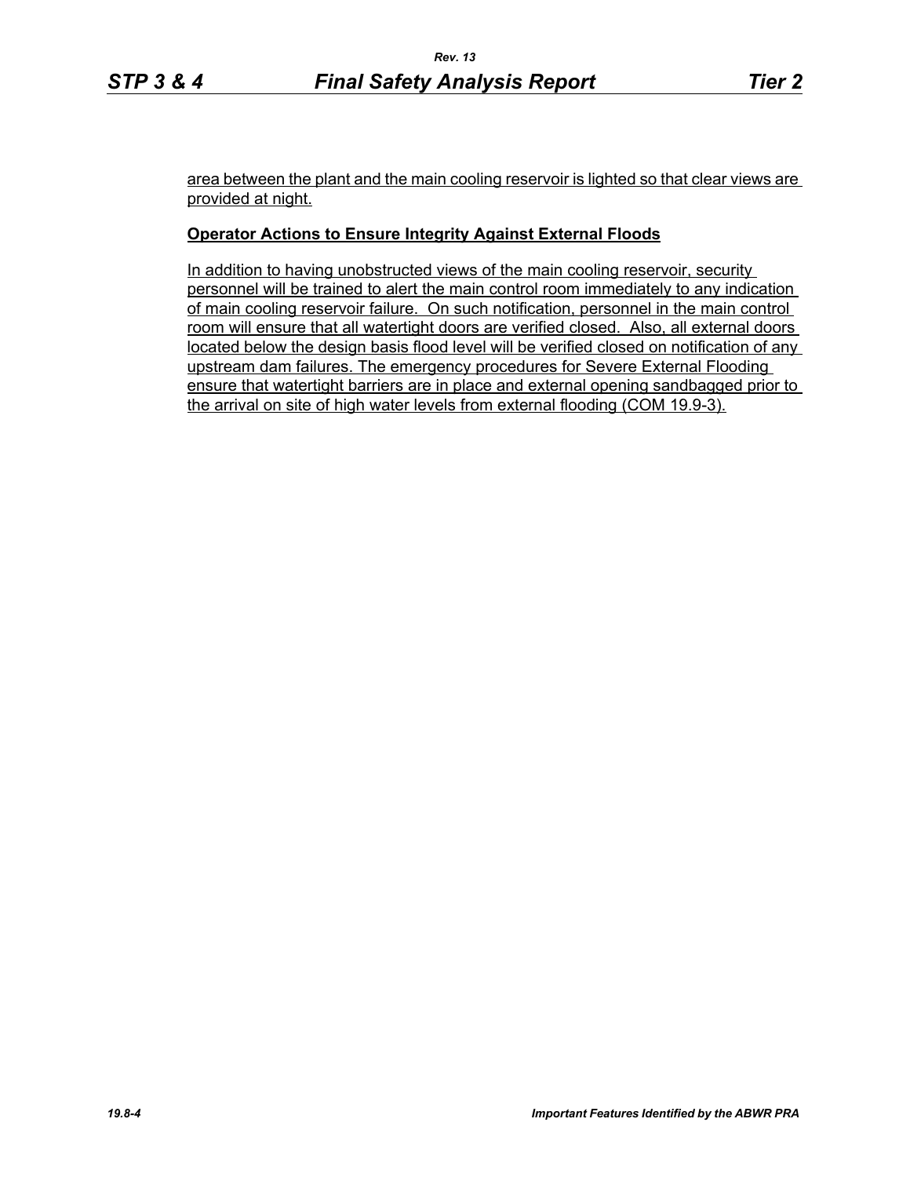area between the plant and the main cooling reservoir is lighted so that clear views are provided at night.

**Operator Actions to Ensure Integrity Against External Floods**

In addition to having unobstructed views of the main cooling reservoir, security personnel will be trained to alert the main control room immediately to any indication of main cooling reservoir failure. On such notification, personnel in the main control room will ensure that all watertight doors are verified closed. Also, all external doors located below the design basis flood level will be verified closed on notification of any upstream dam failures. The emergency procedures for Severe External Flooding ensure that watertight barriers are in place and external opening sandbagged prior to the arrival on site of high water levels from external flooding (COM 19.9-3).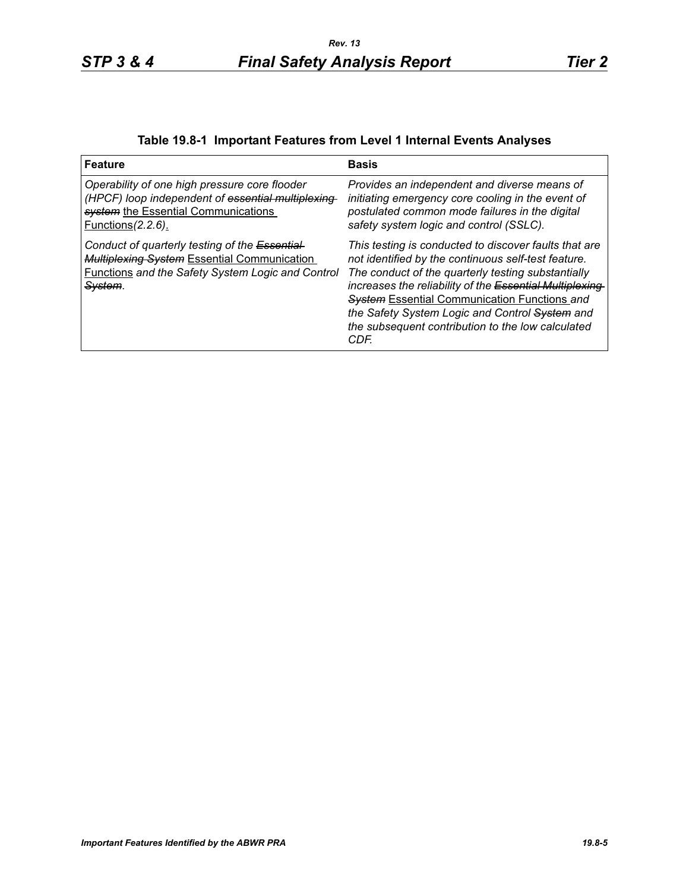**Table 19.8-1 Important Features from Level 1 Internal Events Analyses**

| Feature | Basis |
|---|---|
| *Operability of one high pressure core flooder (HPCF) loop independent of ~~essential multiplexing system~~* the Essential Communications Functions*(2.2.6)*. | *Provides an independent and diverse means of initiating emergency core cooling in the event of postulated common mode failures in the digital safety system logic and control (SSLC).* |
| *Conduct of quarterly testing of the ~~Essential Multiplexing System~~* Essential Communication Functions *and the Safety System Logic and Control ~~System~~.* | *This testing is conducted to discover faults that are not identified by the continuous self-test feature. The conduct of the quarterly testing substantially increases the reliability of the ~~Essential Multiplexing System~~* Essential Communication Functions *and the Safety System Logic and Control ~~System~~ and the subsequent contribution to the low calculated CDF.* |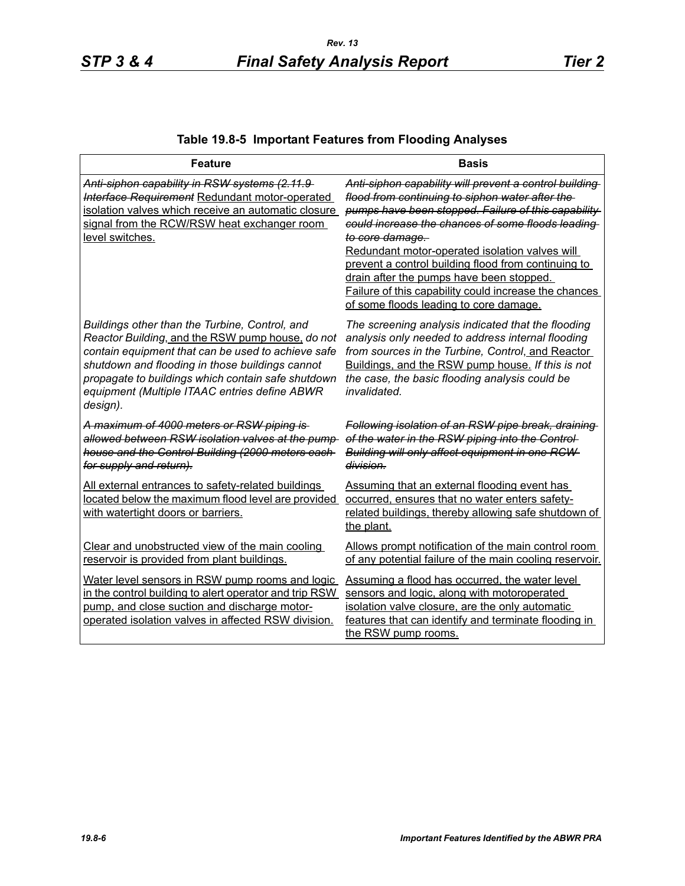## Table 19.8-5 Important Features from Flooding Analyses

| Feature | Basis |
|---|---|
| ~~*Anti-siphon capability in RSW systems (2.11.9 Interface Requirement*~~ Redundant motor-operated isolation valves which receive an automatic closure signal from the RCW/RSW heat exchanger room level switches. | ~~*Anti-siphon capability will prevent a control building flood from continuing to siphon water after the pumps have been stopped. Failure of this capability could increase the chances of some floods leading to core damage.*~~ Redundant motor-operated isolation valves will prevent a control building flood from continuing to drain after the pumps have been stopped. Failure of this capability could increase the chances of some floods leading to core damage. |
| *Buildings other than the Turbine, Control, and Reactor Building*, and the RSW pump house, *do not contain equipment that can be used to achieve safe shutdown and flooding in those buildings cannot propagate to buildings which contain safe shutdown equipment (Multiple ITAAC entries define ABWR design).* | *The screening analysis indicated that the flooding analysis only needed to address internal flooding from sources in the Turbine, Control*, and Reactor Buildings, and the RSW pump house. *If this is not the case, the basic flooding analysis could be invalidated.* |
| ~~*A maximum of 4000 meters or RSW piping is allowed between RSW isolation valves at the pump house and the Control Building (2000 meters each for supply and return).*~~ | ~~*Following isolation of an RSW pipe break, draining of the water in the RSW piping into the Control Building will only affect equipment in one RCW division.*~~ |
| All external entrances to safety-related buildings located below the maximum flood level are provided with watertight doors or barriers. | Assuming that an external flooding event has occurred, ensures that no water enters safety-related buildings, thereby allowing safe shutdown of the plant. |
| Clear and unobstructed view of the main cooling reservoir is provided from plant buildings. | Allows prompt notification of the main control room of any potential failure of the main cooling reservoir. |
| Water level sensors in RSW pump rooms and logic in the control building to alert operator and trip RSW pump, and close suction and discharge motor-operated isolation valves in affected RSW division. | Assuming a flood has occurred, the water level sensors and logic, along with motoroperated isolation valve closure, are the only automatic features that can identify and terminate flooding in the RSW pump rooms. |